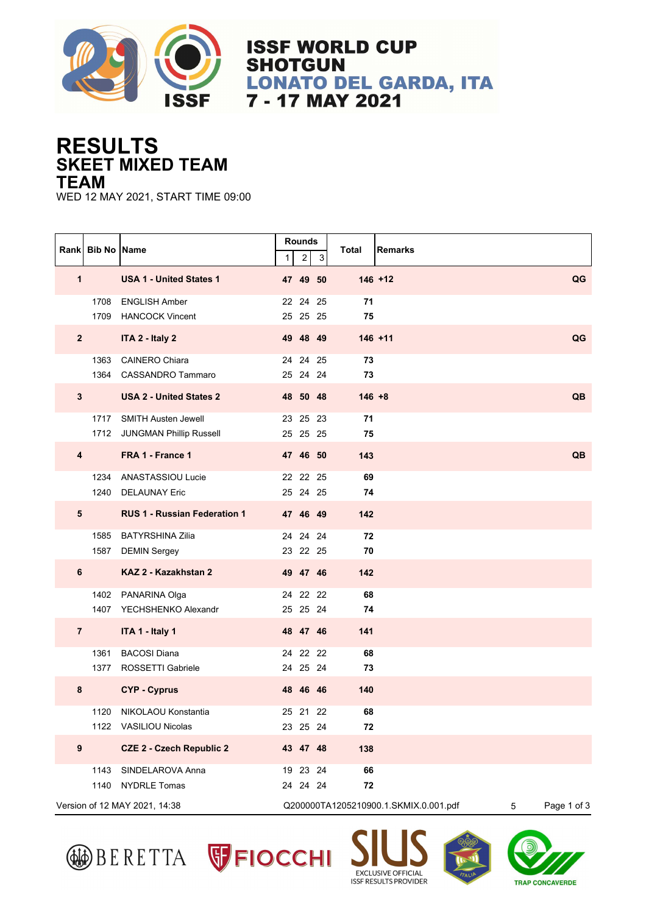# ISSF WORLD CUP SHOTGUN
# LONATO DEL GARDA, ITA
# 7 - 17 MAY 2021

# RESULTS
## SKEET MIXED TEAM
## TEAM

WED 12 MAY 2021, START TIME 09:00

| Rank | Bib No | Name | Rounds 1 | 2 | 3 | Total | Remarks |
|---|---|---|---|---|---|---|---|
| **1** | | **USA 1 - United States 1** | **47** | **49** | **50** | **146 +12** | **QG** |
| | 1708 | ENGLISH Amber | 22 | 24 | 25 | **71** | |
| | 1709 | HANCOCK Vincent | 25 | 25 | 25 | **75** | |
| **2** | | **ITA 2 - Italy 2** | **49** | **48** | **49** | **146 +11** | **QG** |
| | 1363 | CAINERO Chiara | 24 | 24 | 25 | **73** | |
| | 1364 | CASSANDRO Tammaro | 25 | 24 | 24 | **73** | |
| **3** | | **USA 2 - United States 2** | **48** | **50** | **48** | **146 +8** | **QB** |
| | 1717 | SMITH Austen Jewell | 23 | 25 | 23 | **71** | |
| | 1712 | JUNGMAN Phillip Russell | 25 | 25 | 25 | **75** | |
| **4** | | **FRA 1 - France 1** | **47** | **46** | **50** | **143** | **QB** |
| | 1234 | ANASTASSIOU Lucie | 22 | 22 | 25 | **69** | |
| | 1240 | DELAUNAY Eric | 25 | 24 | 25 | **74** | |
| **5** | | **RUS 1 - Russian Federation 1** | **47** | **46** | **49** | **142** | |
| | 1585 | BATYRSHINA Zilia | 24 | 24 | 24 | **72** | |
| | 1587 | DEMIN Sergey | 23 | 22 | 25 | **70** | |
| **6** | | **KAZ 2 - Kazakhstan 2** | **49** | **47** | **46** | **142** | |
| | 1402 | PANARINA Olga | 24 | 22 | 22 | **68** | |
| | 1407 | YECHSHENKO Alexandr | 25 | 25 | 24 | **74** | |
| **7** | | **ITA 1 - Italy 1** | **48** | **47** | **46** | **141** | |
| | 1361 | BACOSI Diana | 24 | 22 | 22 | **68** | |
| | 1377 | ROSSETTI Gabriele | 24 | 25 | 24 | **73** | |
| **8** | | **CYP - Cyprus** | **48** | **46** | **46** | **140** | |
| | 1120 | NIKOLAOU Konstantia | 25 | 21 | 22 | **68** | |
| | 1122 | VASILIOU Nicolas | 23 | 25 | 24 | **72** | |
| **9** | | **CZE 2 - Czech Republic 2** | **43** | **47** | **48** | **138** | |
| | 1143 | SINDELAROVA Anna | 19 | 23 | 24 | **66** | |
| | 1140 | NYDRLE Tomas | 24 | 24 | 24 | **72** | |

Version of 12 MAY 2021, 14:38 Q200000TA1205210900.1.SKMIX.0.001.pdf 5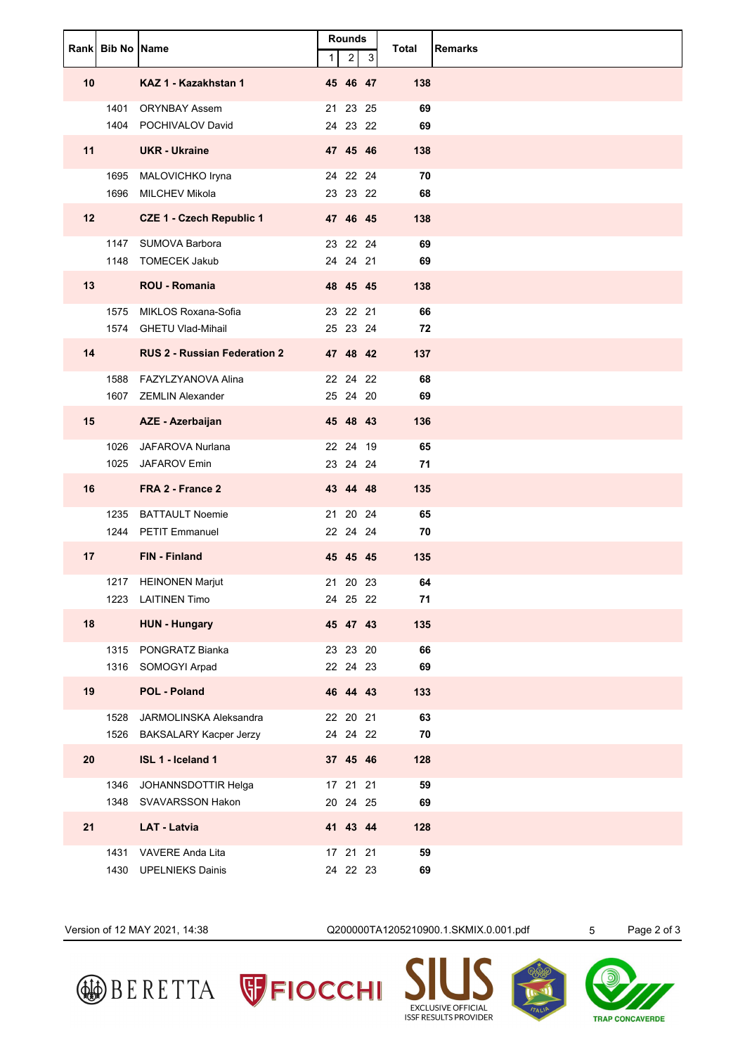| Rank | Bib No | Name | Rounds | | | Total | Remarks |
|---|---|---|---|---|---|---|---|
| | | | 1 | 2 | 3 | | |
| **10** | | **KAZ 1 - Kazakhstan 1** | **45** | **46** | **47** | **138** | |
| | 1401 | ORYNBAY Assem | 21 | 23 | 25 | **69** | |
| | 1404 | POCHIVALOV David | 24 | 23 | 22 | **69** | |
| **11** | | **UKR - Ukraine** | **47** | **45** | **46** | **138** | |
| | 1695 | MALOVICHKO Iryna | 24 | 22 | 24 | **70** | |
| | 1696 | MILCHEV Mikola | 23 | 23 | 22 | **68** | |
| **12** | | **CZE 1 - Czech Republic 1** | **47** | **46** | **45** | **138** | |
| | 1147 | SUMOVA Barbora | 23 | 22 | 24 | **69** | |
| | 1148 | TOMECEK Jakub | 24 | 24 | 21 | **69** | |
| **13** | | **ROU - Romania** | **48** | **45** | **45** | **138** | |
| | 1575 | MIKLOS Roxana-Sofia | 23 | 22 | 21 | **66** | |
| | 1574 | GHETU Vlad-Mihail | 25 | 23 | 24 | **72** | |
| **14** | | **RUS 2 - Russian Federation 2** | **47** | **48** | **42** | **137** | |
| | 1588 | FAZYLZYANOVA Alina | 22 | 24 | 22 | **68** | |
| | 1607 | ZEMLIN Alexander | 25 | 24 | 20 | **69** | |
| **15** | | **AZE - Azerbaijan** | **45** | **48** | **43** | **136** | |
| | 1026 | JAFAROVA Nurlana | 22 | 24 | 19 | **65** | |
| | 1025 | JAFAROV Emin | 23 | 24 | 24 | **71** | |
| **16** | | **FRA 2 - France 2** | **43** | **44** | **48** | **135** | |
| | 1235 | BATTAULT Noemie | 21 | 20 | 24 | **65** | |
| | 1244 | PETIT Emmanuel | 22 | 24 | 24 | **70** | |
| **17** | | **FIN - Finland** | **45** | **45** | **45** | **135** | |
| | 1217 | HEINONEN Marjut | 21 | 20 | 23 | **64** | |
| | 1223 | LAITINEN Timo | 24 | 25 | 22 | **71** | |
| **18** | | **HUN - Hungary** | **45** | **47** | **43** | **135** | |
| | 1315 | PONGRATZ Bianka | 23 | 23 | 20 | **66** | |
| | 1316 | SOMOGYI Arpad | 22 | 24 | 23 | **69** | |
| **19** | | **POL - Poland** | **46** | **44** | **43** | **133** | |
| | 1528 | JARMOLINSKA Aleksandra | 22 | 20 | 21 | **63** | |
| | 1526 | BAKSALARY Kacper Jerzy | 24 | 24 | 22 | **70** | |
| **20** | | **ISL 1 - Iceland 1** | **37** | **45** | **46** | **128** | |
| | 1346 | JOHANNSDOTTIR Helga | 17 | 21 | 21 | **59** | |
| | 1348 | SVAVARSSON Hakon | 20 | 24 | 25 | **69** | |
| **21** | | **LAT - Latvia** | **41** | **43** | **44** | **128** | |
| | 1431 | VAVERE Anda Lita | 17 | 21 | 21 | **59** | |
| | 1430 | UPELNIEKS Dainis | 24 | 22 | 23 | **69** | |

Version of 12 MAY 2021, 14:38 Q200000TA1205210900.1.SKMIX.0.001.pdf 5

BERETTA FIOCCHI SIUS EXCLUSIVE OFFICIAL ISSF RESULTS PROVIDER TRAP CONCAVERDE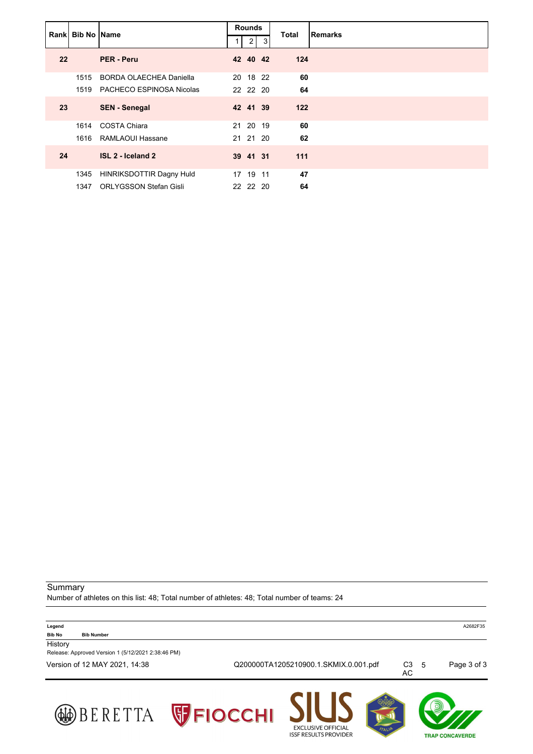| Rank | Bib No | Name | Rounds | | | Total | Remarks |
|---|---|---|---|---|---|---|---|
| | | | 1 | 2 | 3 | | |
| **22** | | **PER - Peru** | **42** | **40** | **42** | **124** | |
| | 1515 | BORDA OLAECHEA Daniella | 20 | 18 | 22 | **60** | |
| | 1519 | PACHECO ESPINOSA Nicolas | 22 | 22 | 20 | **64** | |
| **23** | | **SEN - Senegal** | **42** | **41** | **39** | **122** | |
| | 1614 | COSTA Chiara | 21 | 20 | 19 | **60** | |
| | 1616 | RAMLAOUI Hassane | 21 | 21 | 20 | **62** | |
| **24** | | **ISL 2 - Iceland 2** | **39** | **41** | **31** | **111** | |
| | 1345 | HINRIKSDOTTIR Dagny Huld | 17 | 19 | 11 | **47** | |
| | 1347 | ORLYGSSON Stefan Gisli | 22 | 22 | 20 | **64** | |

Summary

Number of athletes on this list: 48; Total number of athletes: 48; Total number of teams: 24

**Legend**

**Bib No** **Bib Number**

A2682F35

History

Release: Approved Version 1 (5/12/2021 2:38:46 PM)

Version of 12 MAY 2021, 14:38

Q200000TA1205210900.1.SKMIX.0.001.pdf C3 AC 5

BERETTA FIOCCHI SIUS EXCLUSIVE OFFICIAL ISSF RESULTS PROVIDER ITALIA TRAP CONCAVERDE